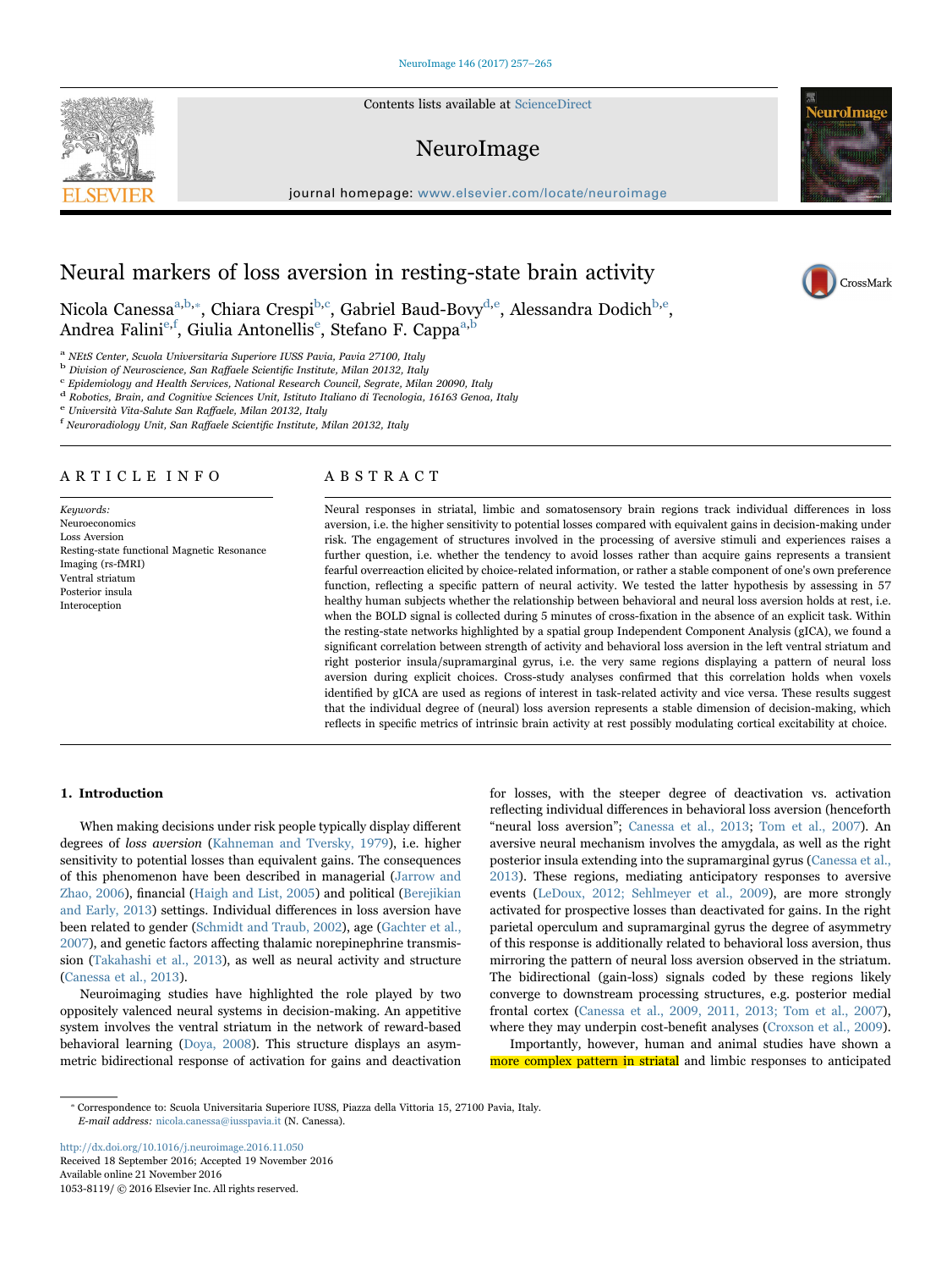# Neural markers of loss aversion in resting-state brain activity

Nicola Canessa[a,b,*], Chiara Crespi[b,c], Gabriel Baud-Bovy[d,e], Alessandra Dodich[b,e], Andrea Falini[e,f], Giulia Antonellis[e], Stefano F. Cappa[a,b]

[a] NEtS Center, Scuola Universitaria Superiore IUSS Pavia, Pavia 27100, Italy
[b] Division of Neuroscience, San Raffaele Scientific Institute, Milan 20132, Italy
[c] Epidemiology and Health Services, National Research Council, Segrate, Milan 20090, Italy
[d] Robotics, Brain, and Cognitive Sciences Unit, Istituto Italiano di Tecnologia, 16163 Genoa, Italy
[e] Università Vita-Salute San Raffaele, Milan 20132, Italy
[f] Neuroradiology Unit, San Raffaele Scientific Institute, Milan 20132, Italy

## ARTICLE INFO

*Keywords:*
Neuroeconomics
Loss Aversion
Resting-state functional Magnetic Resonance Imaging (rs-fMRI)
Ventral striatum
Posterior insula
Interoception

## ABSTRACT

Neural responses in striatal, limbic and somatosensory brain regions track individual differences in loss aversion, i.e. the higher sensitivity to potential losses compared with equivalent gains in decision-making under risk. The engagement of structures involved in the processing of aversive stimuli and experiences raises a further question, i.e. whether the tendency to avoid losses rather than acquire gains represents a transient fearful overreaction elicited by choice-related information, or rather a stable component of one's own preference function, reflecting a specific pattern of neural activity. We tested the latter hypothesis by assessing in 57 healthy human subjects whether the relationship between behavioral and neural loss aversion holds at rest, i.e. when the BOLD signal is collected during 5 minutes of cross-fixation in the absence of an explicit task. Within the resting-state networks highlighted by a spatial group Independent Component Analysis (gICA), we found a significant correlation between strength of activity and behavioral loss aversion in the left ventral striatum and right posterior insula/supramarginal gyrus, i.e. the very same regions displaying a pattern of neural loss aversion during explicit choices. Cross-study analyses confirmed that this correlation holds when voxels identified by gICA are used as regions of interest in task-related activity and vice versa. These results suggest that the individual degree of (neural) loss aversion represents a stable dimension of decision-making, which reflects in specific metrics of intrinsic brain activity at rest possibly modulating cortical excitability at choice.

## 1. Introduction

When making decisions under risk people typically display different degrees of *loss aversion* (Kahneman and Tversky, 1979), i.e. higher sensitivity to potential losses than equivalent gains. The consequences of this phenomenon have been described in managerial (Jarrow and Zhao, 2006), financial (Haigh and List, 2005) and political (Berejikian and Early, 2013) settings. Individual differences in loss aversion have been related to gender (Schmidt and Traub, 2002), age (Gachter et al., 2007), and genetic factors affecting thalamic norepinephrine transmission (Takahashi et al., 2013), as well as neural activity and structure (Canessa et al., 2013).

Neuroimaging studies have highlighted the role played by two oppositely valenced neural systems in decision-making. An appetitive system involves the ventral striatum in the network of reward-based behavioral learning (Doya, 2008). This structure displays an asymmetric bidirectional response of activation for gains and deactivation for losses, with the steeper degree of deactivation vs. activation reflecting individual differences in behavioral loss aversion (henceforth "neural loss aversion"; Canessa et al., 2013; Tom et al., 2007). An aversive neural mechanism involves the amygdala, as well as the right posterior insula extending into the supramarginal gyrus (Canessa et al., 2013). These regions, mediating anticipatory responses to aversive events (LeDoux, 2012; Sehlmeyer et al., 2009), are more strongly activated for prospective losses than deactivated for gains. In the right parietal operculum and supramarginal gyrus the degree of asymmetry of this response is additionally related to behavioral loss aversion, thus mirroring the pattern of neural loss aversion observed in the striatum. The bidirectional (gain-loss) signals coded by these regions likely converge to downstream processing structures, e.g. posterior medial frontal cortex (Canessa et al., 2009, 2011, 2013; Tom et al., 2007), where they may underpin cost-benefit analyses (Croxson et al., 2009).

Importantly, however, human and animal studies have shown a more complex pattern in striatal and limbic responses to anticipated

\* Correspondence to: Scuola Universitaria Superiore IUSS, Piazza della Vittoria 15, 27100 Pavia, Italy.
*E-mail address:* nicola.canessa@iusspavia.it (N. Canessa).

http://dx.doi.org/10.1016/j.neuroimage.2016.11.050
Received 18 September 2016; Accepted 19 November 2016
Available online 21 November 2016
1053-8119/ © 2016 Elsevier Inc. All rights reserved.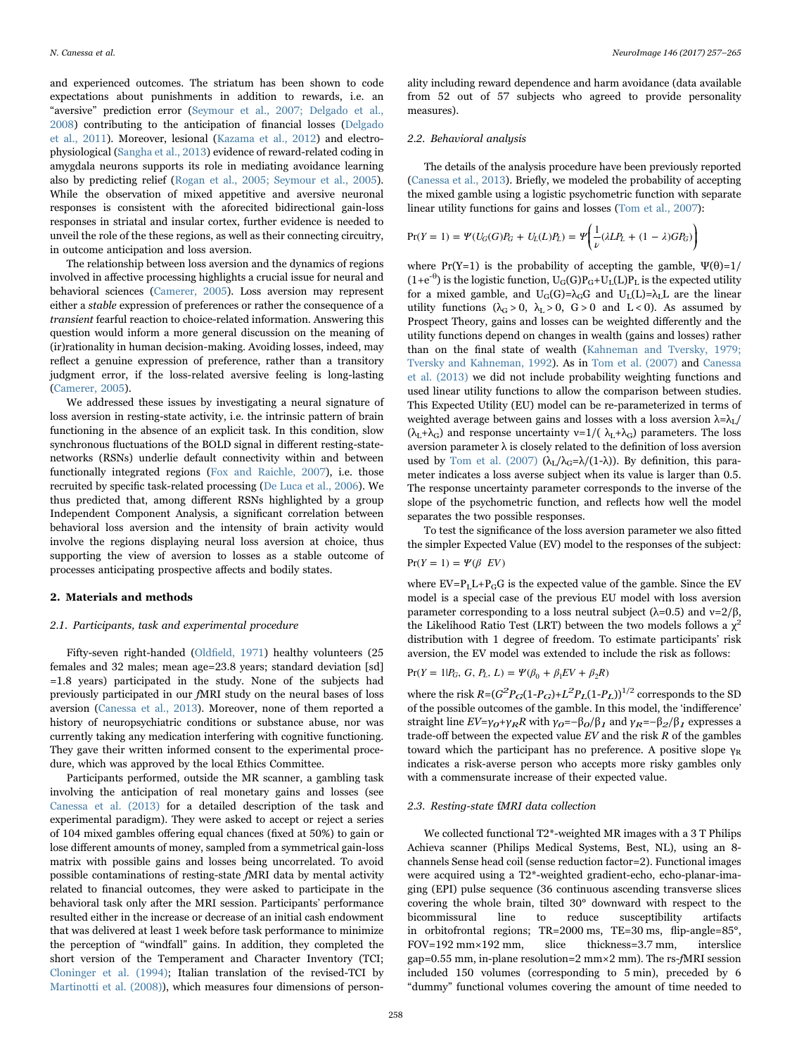and experienced outcomes. The striatum has been shown to code expectations about punishments in addition to rewards, i.e. an "aversive" prediction error (Seymour et al., 2007; Delgado et al., 2008) contributing to the anticipation of financial losses (Delgado et al., 2011). Moreover, lesional (Kazama et al., 2012) and electrophysiological (Sangha et al., 2013) evidence of reward-related coding in amygdala neurons supports its role in mediating avoidance learning also by predicting relief (Rogan et al., 2005; Seymour et al., 2005). While the observation of mixed appetitive and aversive neuronal responses is consistent with the aforecited bidirectional gain-loss responses in striatal and insular cortex, further evidence is needed to unveil the role of the these regions, as well as their connecting circuitry, in outcome anticipation and loss aversion.

The relationship between loss aversion and the dynamics of regions involved in affective processing highlights a crucial issue for neural and behavioral sciences (Camerer, 2005). Loss aversion may represent either a *stable* expression of preferences or rather the consequence of a *transient* fearful reaction to choice-related information. Answering this question would inform a more general discussion on the meaning of (ir)rationality in human decision-making. Avoiding losses, indeed, may reflect a genuine expression of preference, rather than a transitory judgment error, if the loss-related aversive feeling is long-lasting (Camerer, 2005).

We addressed these issues by investigating a neural signature of loss aversion in resting-state activity, i.e. the intrinsic pattern of brain functioning in the absence of an explicit task. In this condition, slow synchronous fluctuations of the BOLD signal in different resting-state-networks (RSNs) underlie default connectivity within and between functionally integrated regions (Fox and Raichle, 2007), i.e. those recruited by specific task-related processing (De Luca et al., 2006). We thus predicted that, among different RSNs highlighted by a group Independent Component Analysis, a significant correlation between behavioral loss aversion and the intensity of brain activity would involve the regions displaying neural loss aversion at choice, thus supporting the view of aversion to losses as a stable outcome of processes anticipating prospective affects and bodily states.

## 2. Materials and methods

### 2.1. Participants, task and experimental procedure

Fifty-seven right-handed (Oldfield, 1971) healthy volunteers (25 females and 32 males; mean age=23.8 years; standard deviation [sd] =1.8 years) participated in the study. None of the subjects had previously participated in our *f*MRI study on the neural bases of loss aversion (Canessa et al., 2013). Moreover, none of them reported a history of neuropsychiatric conditions or substance abuse, nor was currently taking any medication interfering with cognitive functioning. They gave their written informed consent to the experimental procedure, which was approved by the local Ethics Committee.

Participants performed, outside the MR scanner, a gambling task involving the anticipation of real monetary gains and losses (see Canessa et al. (2013) for a detailed description of the task and experimental paradigm). They were asked to accept or reject a series of 104 mixed gambles offering equal chances (fixed at 50%) to gain or lose different amounts of money, sampled from a symmetrical gain-loss matrix with possible gains and losses being uncorrelated. To avoid possible contaminations of resting-state *f*MRI data by mental activity related to financial outcomes, they were asked to participate in the behavioral task only after the MRI session. Participants' performance resulted either in the increase or decrease of an initial cash endowment that was delivered at least 1 week before task performance to minimize the perception of "windfall" gains. In addition, they completed the short version of the Temperament and Character Inventory (TCI; Cloninger et al. (1994); Italian translation of the revised-TCI by Martinotti et al. (2008)), which measures four dimensions of personality including reward dependence and harm avoidance (data available from 52 out of 57 subjects who agreed to provide personality measures).

### 2.2. Behavioral analysis

The details of the analysis procedure have been previously reported (Canessa et al., 2013). Briefly, we modeled the probability of accepting the mixed gamble using a logistic psychometric function with separate linear utility functions for gains and losses (Tom et al., 2007):

$$\Pr(Y=1) = \Psi(U_G(G)P_G + U_L(L)P_L) = \Psi\left(\frac{1}{\nu}(\lambda L P_L + (1-\lambda) G P_G)\right)$$

where $\Pr(Y=1)$ is the probability of accepting the gamble, $\Psi(\theta)=1/(1+e^{-\theta})$ is the logistic function, $U_G(G)P_G+U_L(L)P_L$ is the expected utility for a mixed gamble, and $U_G(G)=\lambda_G G$ and $U_L(L)=\lambda_L L$ are the linear utility functions ($\lambda_G>0$, $\lambda_L>0$, $G>0$ and $L<0$). As assumed by Prospect Theory, gains and losses can be weighted differently and the utility functions depend on changes in wealth (gains and losses) rather than on the final state of wealth (Kahneman and Tversky, 1979; Tversky and Kahneman, 1992). As in Tom et al. (2007) and Canessa et al. (2013) we did not include probability weighting functions and used linear utility functions to allow the comparison between studies. This Expected Utility (EU) model can be re-parameterized in terms of weighted average between gains and losses with a loss aversion $\lambda=\lambda_L/(\lambda_L+\lambda_G)$ and response uncertainty $\nu=1/(\lambda_L+\lambda_G)$ parameters. The loss aversion parameter $\lambda$ is closely related to the definition of loss aversion used by Tom et al. (2007) ($\lambda_L/\lambda_G=\lambda/(1-\lambda)$). By definition, this parameter indicates a loss averse subject when its value is larger than 0.5. The response uncertainty parameter corresponds to the inverse of the slope of the psychometric function, and reflects how well the model separates the two possible responses.

To test the significance of the loss aversion parameter we also fitted the simpler Expected Value (EV) model to the responses of the subject:

$$\Pr(Y=1) = \Psi(\beta\ EV)$$

where $EV=P_L L+P_G G$ is the expected value of the gamble. Since the EV model is a special case of the previous EU model with loss aversion parameter corresponding to a loss neutral subject ($\lambda=0.5$) and $\nu=2/\beta$, the Likelihood Ratio Test (LRT) between the two models follows a $\chi^2$ distribution with 1 degree of freedom. To estimate participants' risk aversion, the EV model was extended to include the risk as follows:

$$\Pr(Y=1|P_G, G, P_L, L) = \Psi(\beta_0 + \beta_1 EV + \beta_2 R)$$

where the risk $R=(G^2 P_G(1-P_G)+L^2 P_L(1-P_L))^{1/2}$ corresponds to the SD of the possible outcomes of the gamble. In this model, the 'indifference' straight line $EV=\gamma_O+\gamma_R R$ with $\gamma_O=-\beta_O/\beta_1$ and $\gamma_R=-\beta_2/\beta_1$ expresses a trade-off between the expected value $EV$ and the risk $R$ of the gambles toward which the participant has no preference. A positive slope $\gamma_R$ indicates a risk-averse person who accepts more risky gambles only with a commensurate increase of their expected value.

### 2.3. Resting-state fMRI data collection

We collected functional T2*-weighted MR images with a 3 T Philips Achieva scanner (Philips Medical Systems, Best, NL), using an 8-channels Sense head coil (sense reduction factor=2). Functional images were acquired using a T2*-weighted gradient-echo, echo-planar-imaging (EPI) pulse sequence (36 continuous ascending transverse slices covering the whole brain, tilted 30° downward with respect to the bicommissural line to reduce susceptibility artifacts in orbitofrontal regions; TR=2000 ms, TE=30 ms, flip-angle=85°, FOV=192 mm×192 mm, slice thickness=3.7 mm, interslice gap=0.55 mm, in-plane resolution=2 mm×2 mm). The rs-*f*MRI session included 150 volumes (corresponding to 5 min), preceded by 6 "dummy" functional volumes covering the amount of time needed to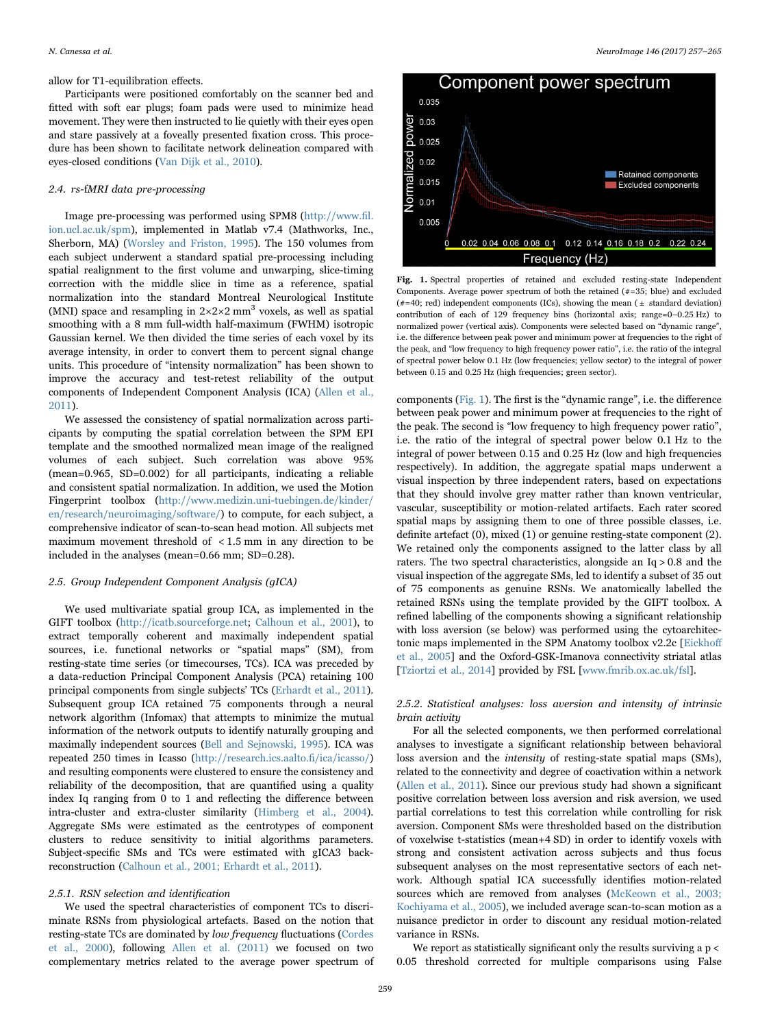allow for T1-equilibration effects.

Participants were positioned comfortably on the scanner bed and fitted with soft ear plugs; foam pads were used to minimize head movement. They were then instructed to lie quietly with their eyes open and stare passively at a foveally presented fixation cross. This procedure has been shown to facilitate network delineation compared with eyes-closed conditions (Van Dijk et al., 2010).

### 2.4. rs-fMRI data pre-processing

Image pre-processing was performed using SPM8 (http://www.fil.ion.ucl.ac.uk/spm), implemented in Matlab v7.4 (Mathworks, Inc., Sherborn, MA) (Worsley and Friston, 1995). The 150 volumes from each subject underwent a standard spatial pre-processing including spatial realignment to the first volume and unwarping, slice-timing correction with the middle slice in time as a reference, spatial normalization into the standard Montreal Neurological Institute (MNI) space and resampling in $2{\times}2{\times}2\ mm^3$ voxels, as well as spatial smoothing with a 8 mm full-width half-maximum (FWHM) isotropic Gaussian kernel. We then divided the time series of each voxel by its average intensity, in order to convert them to percent signal change units. This procedure of "intensity normalization" has been shown to improve the accuracy and test-retest reliability of the output components of Independent Component Analysis (ICA) (Allen et al., 2011).

We assessed the consistency of spatial normalization across participants by computing the spatial correlation between the SPM EPI template and the smoothed normalized mean image of the realigned volumes of each subject. Such correlation was above 95% (mean=0.965, SD=0.002) for all participants, indicating a reliable and consistent spatial normalization. In addition, we used the Motion Fingerprint toolbox (http://www.medizin.uni-tuebingen.de/kinder/en/research/neuroimaging/software/) to compute, for each subject, a comprehensive indicator of scan-to-scan head motion. All subjects met maximum movement threshold of $<1.5$ mm in any direction to be included in the analyses (mean=0.66 mm; SD=0.28).

### 2.5. Group Independent Component Analysis (gICA)

We used multivariate spatial group ICA, as implemented in the GIFT toolbox (http://icatb.sourceforge.net; Calhoun et al., 2001), to extract temporally coherent and maximally independent spatial sources, i.e. functional networks or "spatial maps" (SM), from resting-state time series (or timecourses, TCs). ICA was preceded by a data-reduction Principal Component Analysis (PCA) retaining 100 principal components from single subjects' TCs (Erhardt et al., 2011). Subsequent group ICA retained 75 components through a neural network algorithm (Infomax) that attempts to minimize the mutual information of the network outputs to identify naturally grouping and maximally independent sources (Bell and Sejnowski, 1995). ICA was repeated 250 times in Icasso (http://research.ics.aalto.fi/ica/icasso/) and resulting components were clustered to ensure the consistency and reliability of the decomposition, that are quantified using a quality index Iq ranging from 0 to 1 and reflecting the difference between intra-cluster and extra-cluster similarity (Himberg et al., 2004). Aggregate SMs were estimated as the centrotypes of component clusters to reduce sensitivity to initial algorithms parameters. Subject-specific SMs and TCs were estimated with gICA3 back-reconstruction (Calhoun et al., 2001; Erhardt et al., 2011).

#### 2.5.1. RSN selection and identification

We used the spectral characteristics of component TCs to discriminate RSNs from physiological artefacts. Based on the notion that resting-state TCs are dominated by *low frequency* fluctuations (Cordes et al., 2000), following Allen et al. (2011) we focused on two complementary metrics related to the average power spectrum of components (Fig. 1). The first is the "dynamic range", i.e. the difference between peak power and minimum power at frequencies to the right of the peak. The second is "low frequency to high frequency power ratio", i.e. the ratio of the integral of spectral power below 0.1 Hz to the integral of power between 0.15 and 0.25 Hz (low and high frequencies respectively). In addition, the aggregate spatial maps underwent a visual inspection by three independent raters, based on expectations that they should involve grey matter rather than known ventricular, vascular, susceptibility or motion-related artifacts. Each rater scored spatial maps by assigning them to one of three possible classes, i.e. definite artefact (0), mixed (1) or genuine resting-state component (2). We retained only the components assigned to the latter class by all raters. The two spectral characteristics, alongside an Iq > 0.8 and the visual inspection of the aggregate SMs, led to identify a subset of 35 out of 75 components as genuine RSNs. We anatomically labelled the retained RSNs using the template provided by the GIFT toolbox. A refined labelling of the components showing a significant relationship with loss aversion (se below) was performed using the cytoarchitectonic maps implemented in the SPM Anatomy toolbox v2.2c [Eickhoff et al., 2005] and the Oxford-GSK-Imanova connectivity striatal atlas [Tziortzi et al., 2014] provided by FSL [www.fmrib.ox.ac.uk/fsl].

Fig. 1. Spectral properties of retained and excluded resting-state Independent Components. Average power spectrum of both the retained (#=35; blue) and excluded (#=40; red) independent components (ICs), showing the mean (± standard deviation) contribution of each of 129 frequency bins (horizontal axis; range=0–0.25 Hz) to normalized power (vertical axis). Components were selected based on "dynamic range", i.e. the difference between peak power and minimum power at frequencies to the right of the peak, and "low frequency to high frequency power ratio", i.e. the ratio of the integral of spectral power below 0.1 Hz (low frequencies; yellow sector) to the integral of power between 0.15 and 0.25 Hz (high frequencies; green sector).

#### 2.5.2. Statistical analyses: loss aversion and intensity of intrinsic brain activity

For all the selected components, we then performed correlational analyses to investigate a significant relationship between behavioral loss aversion and the *intensity* of resting-state spatial maps (SMs), related to the connectivity and degree of coactivation within a network (Allen et al., 2011). Since our previous study had shown a significant positive correlation between loss aversion and risk aversion, we used partial correlations to test this correlation while controlling for risk aversion. Component SMs were thresholded based on the distribution of voxelwise t-statistics (mean+4 SD) in order to identify voxels with strong and consistent activation across subjects and thus focus subsequent analyses on the most representative sectors of each network. Although spatial ICA successfully identifies motion-related sources which are removed from analyses (McKeown et al., 2003; Kochiyama et al., 2005), we included average scan-to-scan motion as a nuisance predictor in order to discount any residual motion-related variance in RSNs.

We report as statistically significant only the results surviving a $p < 0.05$ threshold corrected for multiple comparisons using False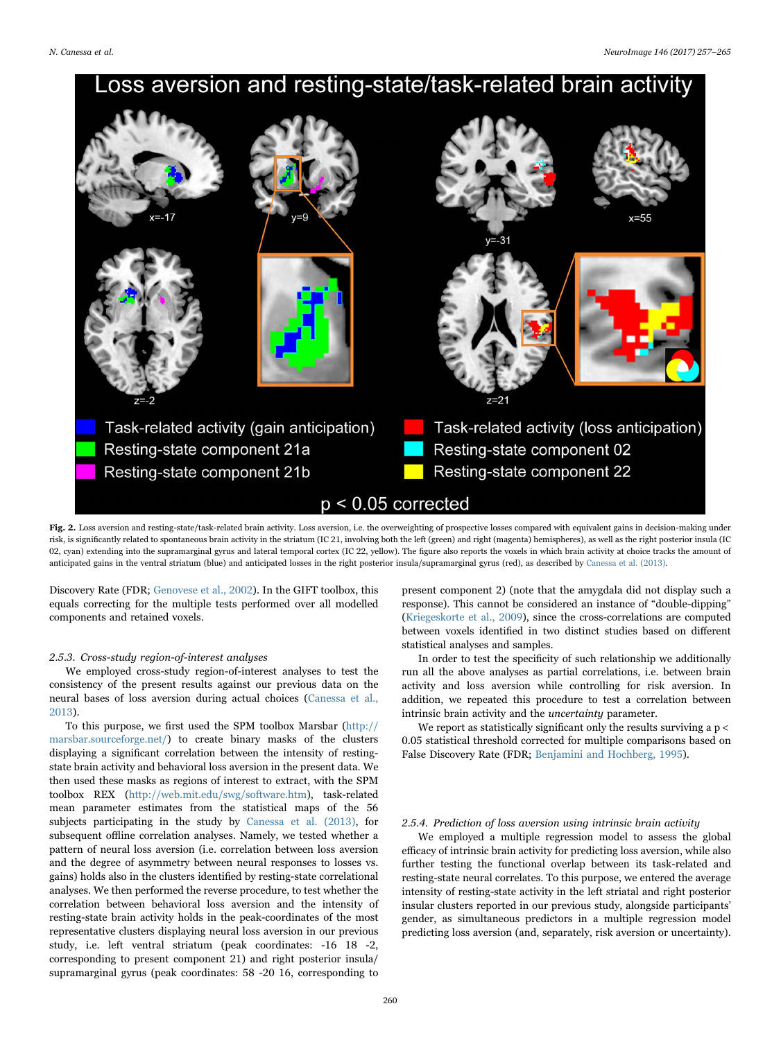**Fig. 2.** Loss aversion and resting-state/task-related brain activity. Loss aversion, i.e. the overweighting of prospective losses compared with equivalent gains in decision-making under risk, is significantly related to spontaneous brain activity in the striatum (IC 21, involving both the left (green) and right (magenta) hemispheres), as well as the right posterior insula (IC 02, cyan) extending into the supramarginal gyrus and lateral temporal cortex (IC 22, yellow). The figure also reports the voxels in which brain activity at choice tracks the amount of anticipated gains in the ventral striatum (blue) and anticipated losses in the right posterior insula/supramarginal gyrus (red), as described by Canessa et al. (2013).

Discovery Rate (FDR; Genovese et al., 2002). In the GIFT toolbox, this equals correcting for the multiple tests performed over all modelled components and retained voxels.

### 2.5.3. Cross-study region-of-interest analyses

We employed cross-study region-of-interest analyses to test the consistency of the present results against our previous data on the neural bases of loss aversion during actual choices (Canessa et al., 2013).

To this purpose, we first used the SPM toolbox Marsbar (http://marsbar.sourceforge.net/) to create binary masks of the clusters displaying a significant correlation between the intensity of resting-state brain activity and behavioral loss aversion in the present data. We then used these masks as regions of interest to extract, with the SPM toolbox REX (http://web.mit.edu/swg/software.htm), task-related mean parameter estimates from the statistical maps of the 56 subjects participating in the study by Canessa et al. (2013), for subsequent offline correlation analyses. Namely, we tested whether a pattern of neural loss aversion (i.e. correlation between loss aversion and the degree of asymmetry between neural responses to losses vs. gains) holds also in the clusters identified by resting-state correlational analyses. We then performed the reverse procedure, to test whether the correlation between behavioral loss aversion and the intensity of resting-state brain activity holds in the peak-coordinates of the most representative clusters displaying neural loss aversion in our previous study, i.e. left ventral striatum (peak coordinates: -16 18 -2, corresponding to present component 21) and right posterior insula/supramarginal gyrus (peak coordinates: 58 -20 16, corresponding to present component 2) (note that the amygdala did not display such a response). This cannot be considered an instance of "double-dipping" (Kriegeskorte et al., 2009), since the cross-correlations are computed between voxels identified in two distinct studies based on different statistical analyses and samples.

In order to test the specificity of such relationship we additionally run all the above analyses as partial correlations, i.e. between brain activity and loss aversion while controlling for risk aversion. In addition, we repeated this procedure to test a correlation between intrinsic brain activity and the *uncertainty* parameter.

We report as statistically significant only the results surviving a $p < 0.05$ statistical threshold corrected for multiple comparisons based on False Discovery Rate (FDR; Benjamini and Hochberg, 1995).

### 2.5.4. Prediction of loss aversion using intrinsic brain activity

We employed a multiple regression model to assess the global efficacy of intrinsic brain activity for predicting loss aversion, while also further testing the functional overlap between its task-related and resting-state neural correlates. To this purpose, we entered the average intensity of resting-state activity in the left striatal and right posterior insular clusters reported in our previous study, alongside participants' gender, as simultaneous predictors in a multiple regression model predicting loss aversion (and, separately, risk aversion or uncertainty).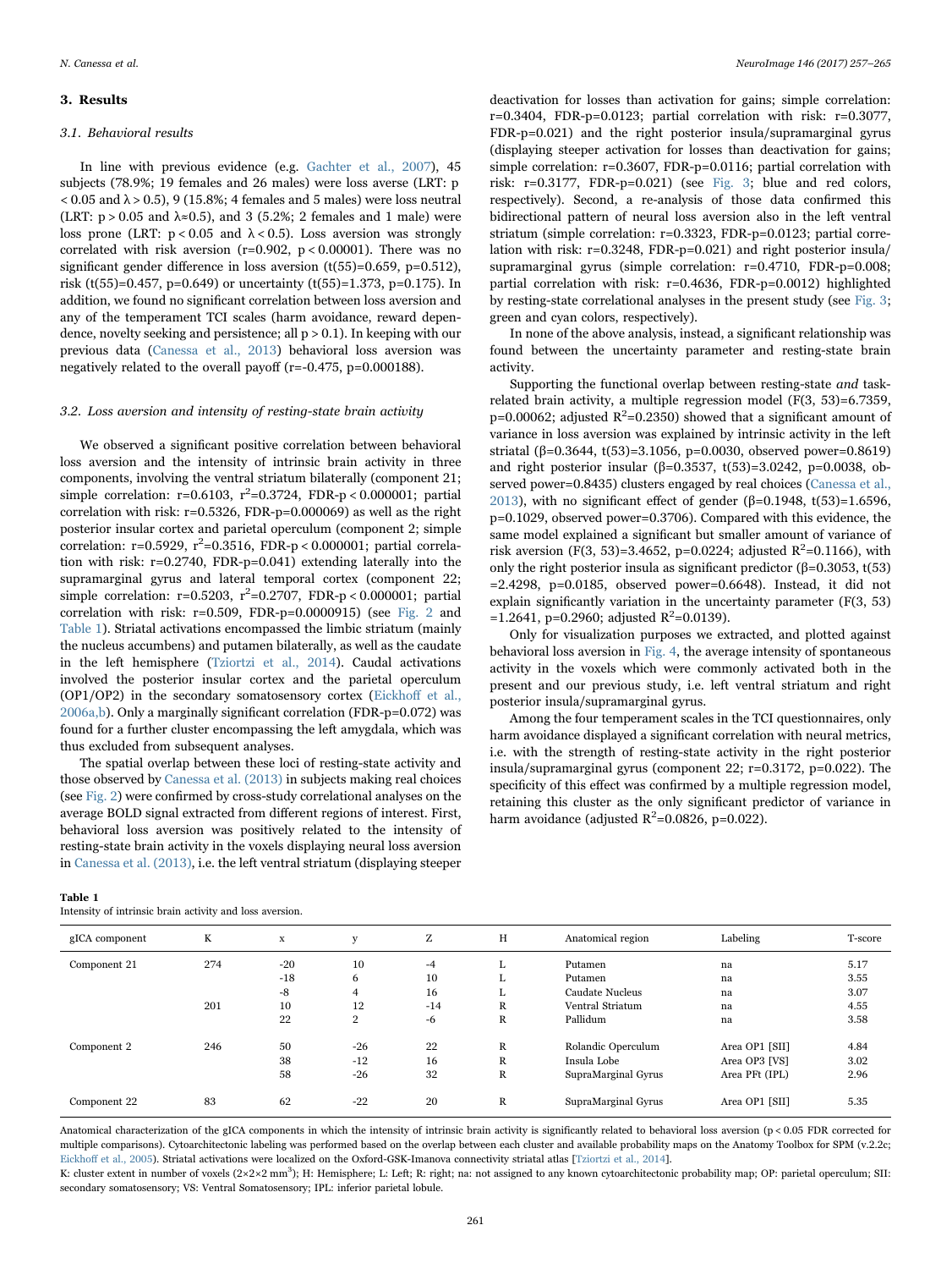## 3. Results

### 3.1. Behavioral results

In line with previous evidence (e.g. Gachter et al., 2007), 45 subjects (78.9%; 19 females and 26 males) were loss averse (LRT: $p < 0.05$ and $\lambda > 0.5$), 9 (15.8%; 4 females and 5 males) were loss neutral (LRT: $p > 0.05$ and $\lambda \approx 0.5$), and 3 (5.2%; 2 females and 1 male) were loss prone (LRT: $p < 0.05$ and $\lambda < 0.5$). Loss aversion was strongly correlated with risk aversion ($r=0.902$, $p < 0.00001$). There was no significant gender difference in loss aversion ($t(55)=0.659$, $p=0.512$), risk ($t(55)=0.457$, $p=0.649$) or uncertainty ($t(55)=1.373$, $p=0.175$). In addition, we found no significant correlation between loss aversion and any of the temperament TCI scales (harm avoidance, reward dependence, novelty seeking and persistence; all $p > 0.1$). In keeping with our previous data (Canessa et al., 2013) behavioral loss aversion was negatively related to the overall payoff ($r=-0.475$, $p=0.000188$).

### 3.2. Loss aversion and intensity of resting-state brain activity

We observed a significant positive correlation between behavioral loss aversion and the intensity of intrinsic brain activity in three components, involving the ventral striatum bilaterally (component 21; simple correlation: $r=0.6103$, $r^2=0.3724$, FDR-$p < 0.000001$; partial correlation with risk: $r=0.5326$, FDR-$p=0.000069$) as well as the right posterior insular cortex and parietal operculum (component 2; simple correlation: $r=0.5929$, $r^2=0.3516$, FDR-$p < 0.000001$; partial correlation with risk: $r=0.2740$, FDR-$p=0.041$) extending laterally into the supramarginal gyrus and lateral temporal cortex (component 22; simple correlation: $r=0.5203$, $r^2=0.2707$, FDR-$p < 0.000001$; partial correlation with risk: $r=0.509$, FDR-$p=0.0000915$) (see Fig. 2 and Table 1). Striatal activations encompassed the limbic striatum (mainly the nucleus accumbens) and putamen bilaterally, as well as the caudate in the left hemisphere (Tziortzi et al., 2014). Caudal activations involved the posterior insular cortex and the parietal operculum (OP1/OP2) in the secondary somatosensory cortex (Eickhoff et al., 2006a,b). Only a marginally significant correlation (FDR-$p=0.072$) was found for a further cluster encompassing the left amygdala, which was thus excluded from subsequent analyses.

The spatial overlap between these loci of resting-state activity and those observed by Canessa et al. (2013) in subjects making real choices (see Fig. 2) were confirmed by cross-study correlational analyses on the average BOLD signal extracted from different regions of interest. First, behavioral loss aversion was positively related to the intensity of resting-state brain activity in the voxels displaying neural loss aversion in Canessa et al. (2013), i.e. the left ventral striatum (displaying steeper deactivation for losses than activation for gains; simple correlation: $r=0.3404$, FDR-$p=0.0123$; partial correlation with risk: $r=0.3077$, FDR-$p=0.021$) and the right posterior insula/supramarginal gyrus (displaying steeper activation for losses than deactivation for gains; simple correlation: $r=0.3607$, FDR-$p=0.0116$; partial correlation with risk: $r=0.3177$, FDR-$p=0.021$) (see Fig. 3; blue and red colors, respectively). Second, a re-analysis of those data confirmed this bidirectional pattern of neural loss aversion also in the left ventral striatum (simple correlation: $r=0.3323$, FDR-$p=0.0123$; partial correlation with risk: $r=0.3248$, FDR-$p=0.021$) and right posterior insula/supramarginal gyrus (simple correlation: $r=0.4710$, FDR-$p=0.008$; partial correlation with risk: $r=0.4636$, FDR-$p=0.0012$) highlighted by resting-state correlational analyses in the present study (see Fig. 3; green and cyan colors, respectively).

In none of the above analysis, instead, a significant relationship was found between the uncertainty parameter and resting-state brain activity.

Supporting the functional overlap between resting-state *and* task-related brain activity, a multiple regression model ($F(3, 53)=6.7359$, $p=0.00062$; adjusted $R^2=0.2350$) showed that a significant amount of variance in loss aversion was explained by intrinsic activity in the left striatal ($\beta=0.3644$, $t(53)=3.1056$, $p=0.0030$, observed power=0.8619) and right posterior insular ($\beta=0.3537$, $t(53)=3.0242$, $p=0.0038$, observed power=0.8435) clusters engaged by real choices (Canessa et al., 2013), with no significant effect of gender ($\beta=0.1948$, $t(53)=1.6596$, $p=0.1029$, observed power=0.3706). Compared with this evidence, the same model explained a significant but smaller amount of variance of risk aversion ($F(3, 53)=3.4652$, $p=0.0224$; adjusted $R^2=0.1166$), with only the right posterior insula as significant predictor ($\beta=0.3053$, $t(53)=2.4298$, $p=0.0185$, observed power=0.6648). Instead, it did not explain significantly variation in the uncertainty parameter ($F(3, 53)=1.2641$, $p=0.2960$; adjusted $R^2=0.0139$).

Only for visualization purposes we extracted, and plotted against behavioral loss aversion in Fig. 4, the average intensity of spontaneous activity in the voxels which were commonly activated both in the present and our previous study, i.e. left ventral striatum and right posterior insula/supramarginal gyrus.

Among the four temperament scales in the TCI questionnaires, only harm avoidance displayed a significant correlation with neural metrics, i.e. with the strength of resting-state activity in the right posterior insula/supramarginal gyrus (component 22; $r=0.3172$, $p=0.022$). The specificity of this effect was confirmed by a multiple regression model, retaining this cluster as the only significant predictor of variance in harm avoidance (adjusted $R^2=0.0826$, $p=0.022$).

**Table 1**
Intensity of intrinsic brain activity and loss aversion.

| gICA component | K | x | y | Z | H | Anatomical region | Labeling | T-score |
|---|---|---|---|---|---|---|---|---|
| Component 21 | 274 | -20 | 10 | -4 | L | Putamen | na | 5.17 |
| | | -18 | 6 | 10 | L | Putamen | na | 3.55 |
| | | -8 | 4 | 16 | L | Caudate Nucleus | na | 3.07 |
| | 201 | 10 | 12 | -14 | R | Ventral Striatum | na | 4.55 |
| | | 22 | 2 | -6 | R | Pallidum | na | 3.58 |
| Component 2 | 246 | 50 | -26 | 22 | R | Rolandic Operculum | Area OP1 [SII] | 4.84 |
| | | 38 | -12 | 16 | R | Insula Lobe | Area OP3 [VS] | 3.02 |
| | | 58 | -26 | 32 | R | SupraMarginal Gyrus | Area PFt (IPL) | 2.96 |
| Component 22 | 83 | 62 | -22 | 20 | R | SupraMarginal Gyrus | Area OP1 [SII] | 5.35 |

Anatomical characterization of the gICA components in which the intensity of intrinsic brain activity is significantly related to behavioral loss aversion ($p < 0.05$ FDR corrected for multiple comparisons). Cytoarchitectonic labeling was performed based on the overlap between each cluster and available probability maps on the Anatomy Toolbox for SPM (v.2.2c; Eickhoff et al., 2005). Striatal activations were localized on the Oxford-GSK-Imanova connectivity striatal atlas [Tziortzi et al., 2014].

K: cluster extent in number of voxels ($2\times2\times2$ $mm^3$); H: Hemisphere; L: Left; R: right; na: not assigned to any known cytoarchitectonic probability map; OP: parietal operculum; SII: secondary somatosensory; VS: Ventral Somatosensory; IPL: inferior parietal lobule.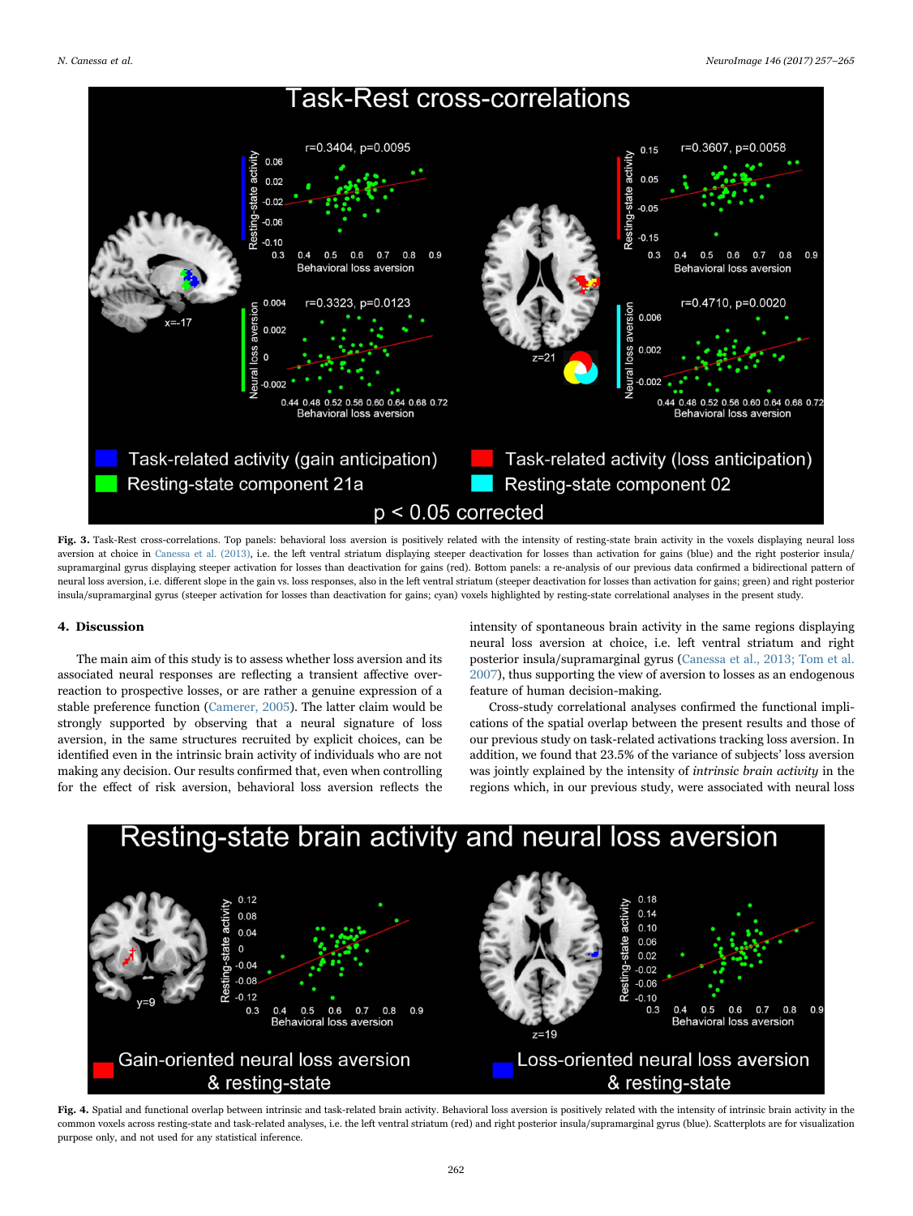**Fig. 3.** Task-Rest cross-correlations. Top panels: behavioral loss aversion is positively related with the intensity of resting-state brain activity in the voxels displaying neural loss aversion at choice in Canessa et al. (2013), i.e. the left ventral striatum displaying steeper deactivation for losses than activation for gains (blue) and the right posterior insula/supramarginal gyrus displaying steeper activation for losses than deactivation for gains (red). Bottom panels: a re-analysis of our previous data confirmed a bidirectional pattern of neural loss aversion, i.e. different slope in the gain vs. loss responses, also in the left ventral striatum (steeper deactivation for losses than activation for gains; green) and right posterior insula/supramarginal gyrus (steeper activation for losses than deactivation for gains; cyan) voxels highlighted by resting-state correlational analyses in the present study.

## 4. Discussion

The main aim of this study is to assess whether loss aversion and its associated neural responses are reflecting a transient affective over-reaction to prospective losses, or are rather a genuine expression of a stable preference function (Camerer, 2005). The latter claim would be strongly supported by observing that a neural signature of loss aversion, in the same structures recruited by explicit choices, can be identified even in the intrinsic brain activity of individuals who are not making any decision. Our results confirmed that, even when controlling for the effect of risk aversion, behavioral loss aversion reflects the intensity of spontaneous brain activity in the same regions displaying neural loss aversion at choice, i.e. left ventral striatum and right posterior insula/supramarginal gyrus (Canessa et al., 2013; Tom et al. 2007), thus supporting the view of aversion to losses as an endogenous feature of human decision-making.

Cross-study correlational analyses confirmed the functional implications of the spatial overlap between the present results and those of our previous study on task-related activations tracking loss aversion. In addition, we found that 23.5% of the variance of subjects' loss aversion was jointly explained by the intensity of *intrinsic brain activity* in the regions which, in our previous study, were associated with neural loss

**Fig. 4.** Spatial and functional overlap between intrinsic and task-related brain activity. Behavioral loss aversion is positively related with the intensity of intrinsic brain activity in the common voxels across resting-state and task-related analyses, i.e. the left ventral striatum (red) and right posterior insula/supramarginal gyrus (blue). Scatterplots are for visualization purpose only, and not used for any statistical inference.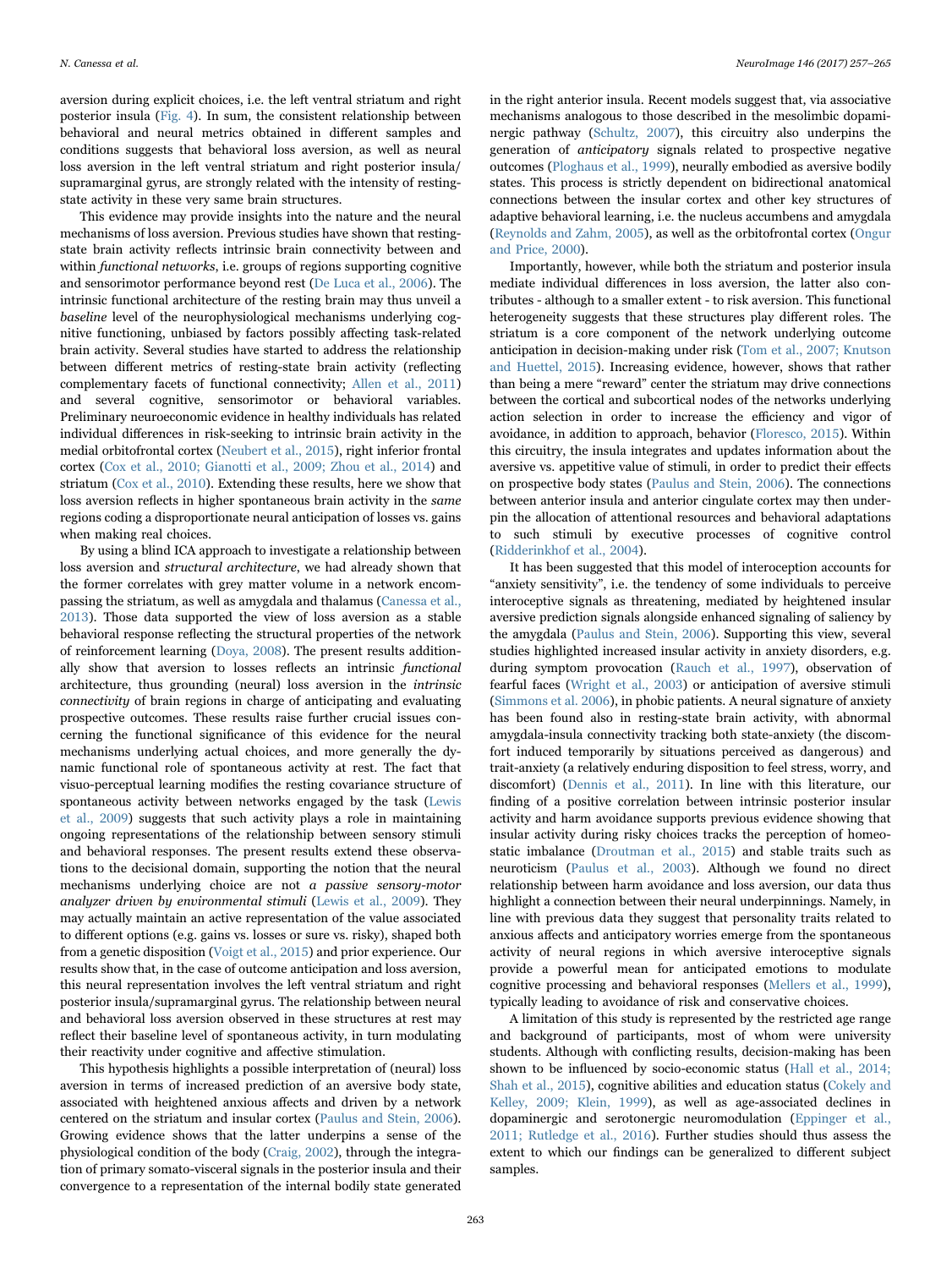aversion during explicit choices, i.e. the left ventral striatum and right posterior insula (Fig. 4). In sum, the consistent relationship between behavioral and neural metrics obtained in different samples and conditions suggests that behavioral loss aversion, as well as neural loss aversion in the left ventral striatum and right posterior insula/ supramarginal gyrus, are strongly related with the intensity of resting-state activity in these very same brain structures.

This evidence may provide insights into the nature and the neural mechanisms of loss aversion. Previous studies have shown that resting-state brain activity reflects intrinsic brain connectivity between and within *functional networks*, i.e. groups of regions supporting cognitive and sensorimotor performance beyond rest (De Luca et al., 2006). The intrinsic functional architecture of the resting brain may thus unveil a *baseline* level of the neurophysiological mechanisms underlying cognitive functioning, unbiased by factors possibly affecting task-related brain activity. Several studies have started to address the relationship between different metrics of resting-state brain activity (reflecting complementary facets of functional connectivity; Allen et al., 2011) and several cognitive, sensorimotor or behavioral variables. Preliminary neuroeconomic evidence in healthy individuals has related individual differences in risk-seeking to intrinsic brain activity in the medial orbitofrontal cortex (Neubert et al., 2015), right inferior frontal cortex (Cox et al., 2010; Gianotti et al., 2009; Zhou et al., 2014) and striatum (Cox et al., 2010). Extending these results, here we show that loss aversion reflects in higher spontaneous brain activity in the *same* regions coding a disproportionate neural anticipation of losses vs. gains when making real choices.

By using a blind ICA approach to investigate a relationship between loss aversion and *structural architecture*, we had already shown that the former correlates with grey matter volume in a network encompassing the striatum, as well as amygdala and thalamus (Canessa et al., 2013). Those data supported the view of loss aversion as a stable behavioral response reflecting the structural properties of the network of reinforcement learning (Doya, 2008). The present results additionally show that aversion to losses reflects an intrinsic *functional* architecture, thus grounding (neural) loss aversion in the *intrinsic connectivity* of brain regions in charge of anticipating and evaluating prospective outcomes. These results raise further crucial issues concerning the functional significance of this evidence for the neural mechanisms underlying actual choices, and more generally the dynamic functional role of spontaneous activity at rest. The fact that visuo-perceptual learning modifies the resting covariance structure of spontaneous activity between networks engaged by the task (Lewis et al., 2009) suggests that such activity plays a role in maintaining ongoing representations of the relationship between sensory stimuli and behavioral responses. The present results extend these observations to the decisional domain, supporting the notion that the neural mechanisms underlying choice are not *a passive sensory-motor analyzer driven by environmental stimuli* (Lewis et al., 2009). They may actually maintain an active representation of the value associated to different options (e.g. gains vs. losses or sure vs. risky), shaped both from a genetic disposition (Voigt et al., 2015) and prior experience. Our results show that, in the case of outcome anticipation and loss aversion, this neural representation involves the left ventral striatum and right posterior insula/supramarginal gyrus. The relationship between neural and behavioral loss aversion observed in these structures at rest may reflect their baseline level of spontaneous activity, in turn modulating their reactivity under cognitive and affective stimulation.

This hypothesis highlights a possible interpretation of (neural) loss aversion in terms of increased prediction of an aversive body state, associated with heightened anxious affects and driven by a network centered on the striatum and insular cortex (Paulus and Stein, 2006). Growing evidence shows that the latter underpins a sense of the physiological condition of the body (Craig, 2002), through the integration of primary somato-visceral signals in the posterior insula and their convergence to a representation of the internal bodily state generated in the right anterior insula. Recent models suggest that, via associative mechanisms analogous to those described in the mesolimbic dopaminergic pathway (Schultz, 2007), this circuitry also underpins the generation of *anticipatory* signals related to prospective negative outcomes (Ploghaus et al., 1999), neurally embodied as aversive bodily states. This process is strictly dependent on bidirectional anatomical connections between the insular cortex and other key structures of adaptive behavioral learning, i.e. the nucleus accumbens and amygdala (Reynolds and Zahm, 2005), as well as the orbitofrontal cortex (Ongur and Price, 2000).

Importantly, however, while both the striatum and posterior insula mediate individual differences in loss aversion, the latter also contributes - although to a smaller extent - to risk aversion. This functional heterogeneity suggests that these structures play different roles. The striatum is a core component of the network underlying outcome anticipation in decision-making under risk (Tom et al., 2007; Knutson and Huettel, 2015). Increasing evidence, however, shows that rather than being a mere "reward" center the striatum may drive connections between the cortical and subcortical nodes of the networks underlying action selection in order to increase the efficiency and vigor of avoidance, in addition to approach, behavior (Floresco, 2015). Within this circuitry, the insula integrates and updates information about the aversive vs. appetitive value of stimuli, in order to predict their effects on prospective body states (Paulus and Stein, 2006). The connections between anterior insula and anterior cingulate cortex may then underpin the allocation of attentional resources and behavioral adaptations to such stimuli by executive processes of cognitive control (Ridderinkhof et al., 2004).

It has been suggested that this model of interoception accounts for "anxiety sensitivity", i.e. the tendency of some individuals to perceive interoceptive signals as threatening, mediated by heightened insular aversive prediction signals alongside enhanced signaling of saliency by the amygdala (Paulus and Stein, 2006). Supporting this view, several studies highlighted increased insular activity in anxiety disorders, e.g. during symptom provocation (Rauch et al., 1997), observation of fearful faces (Wright et al., 2003) or anticipation of aversive stimuli (Simmons et al. 2006), in phobic patients. A neural signature of anxiety has been found also in resting-state brain activity, with abnormal amygdala-insula connectivity tracking both state-anxiety (the discomfort induced temporarily by situations perceived as dangerous) and trait-anxiety (a relatively enduring disposition to feel stress, worry, and discomfort) (Dennis et al., 2011). In line with this literature, our finding of a positive correlation between intrinsic posterior insular activity and harm avoidance supports previous evidence showing that insular activity during risky choices tracks the perception of homeostatic imbalance (Droutman et al., 2015) and stable traits such as neuroticism (Paulus et al., 2003). Although we found no direct relationship between harm avoidance and loss aversion, our data thus highlight a connection between their neural underpinnings. Namely, in line with previous data they suggest that personality traits related to anxious affects and anticipatory worries emerge from the spontaneous activity of neural regions in which aversive interoceptive signals provide a powerful mean for anticipated emotions to modulate cognitive processing and behavioral responses (Mellers et al., 1999), typically leading to avoidance of risk and conservative choices.

A limitation of this study is represented by the restricted age range and background of participants, most of whom were university students. Although with conflicting results, decision-making has been shown to be influenced by socio-economic status (Hall et al., 2014; Shah et al., 2015), cognitive abilities and education status (Cokely and Kelley, 2009; Klein, 1999), as well as age-associated declines in dopaminergic and serotonergic neuromodulation (Eppinger et al., 2011; Rutledge et al., 2016). Further studies should thus assess the extent to which our findings can be generalized to different subject samples.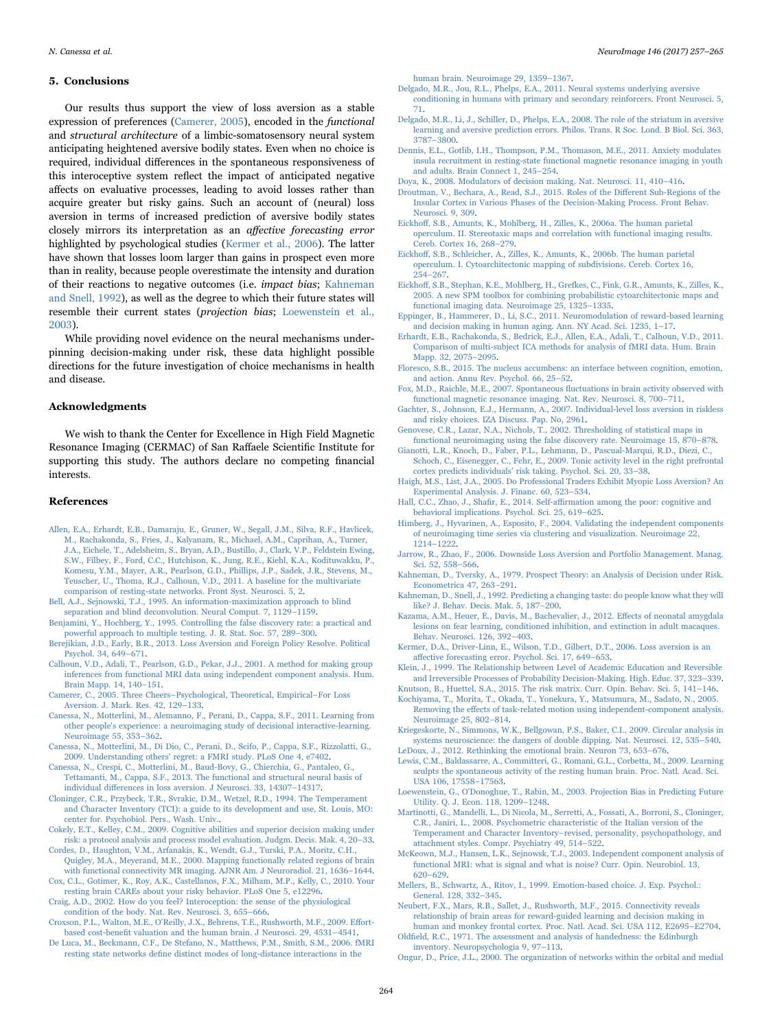## 5. Conclusions

Our results thus support the view of loss aversion as a stable expression of preferences (Camerer, 2005), encoded in the *functional* and *structural architecture* of a limbic-somatosensory neural system anticipating heightened aversive bodily states. Even when no choice is required, individual differences in the spontaneous responsiveness of this interoceptive system reflect the impact of anticipated negative affects on evaluative processes, leading to avoid losses rather than acquire greater but risky gains. Such an account of (neural) loss aversion in terms of increased prediction of aversive bodily states closely mirrors its interpretation as an *affective forecasting error* highlighted by psychological studies (Kermer et al., 2006). The latter have shown that losses loom larger than gains in prospect even more than in reality, because people overestimate the intensity and duration of their reactions to negative outcomes (i.e. *impact bias*; Kahneman and Snell, 1992), as well as the degree to which their future states will resemble their current states (*projection bias*; Loewenstein et al., 2003).

While providing novel evidence on the neural mechanisms underpinning decision-making under risk, these data highlight possible directions for the future investigation of choice mechanisms in health and disease.

## Acknowledgments

We wish to thank the Center for Excellence in High Field Magnetic Resonance Imaging (CERMAC) of San Raffaele Scientific Institute for supporting this study. The authors declare no competing financial interests.

## References

Allen, E.A., Erhardt, E.B., Damaraju, E., Gruner, W., Segall, J.M., Silva, R.F., Havlicek, M., Rachakonda, S., Fries, J., Kalyanam, R., Michael, A.M., Caprihan, A., Turner, J.A., Eichele, T., Adelsheim, S., Bryan, A.D., Bustillo, J., Clark, V.P., Feldstein Ewing, S.W., Filbey, F., Ford, C.C., Hutchison, K., Jung, R.E., Kiehl, K.A., Kodituwakku, P., Komesu, Y.M., Mayer, A.R., Pearlson, G.D., Phillips, J.P., Sadek, J.R., Stevens, M., Teuscher, U., Thoma, R.J., Calhoun, V.D., 2011. A baseline for the multivariate comparison of resting-state networks. Front Syst. Neurosci. 5, 2.

Bell, A.J., Sejnowski, T.J., 1995. An information-maximization approach to blind separation and blind deconvolution. Neural Comput. 7, 1129–1159.

Benjamini, Y., Hochberg, Y., 1995. Controlling the false discovery rate: a practical and powerful approach to multiple testing. J. R. Stat. Soc. 57, 289–300.

Berejikian, J.D., Early, B.R., 2013. Loss Aversion and Foreign Policy Resolve. Political Psychol. 34, 649–671.

Calhoun, V.D., Adali, T., Pearlson, G.D., Pekar, J.J., 2001. A method for making group inferences from functional MRI data using independent component analysis. Hum. Brain Mapp. 14, 140–151.

Camerer, C., 2005. Three Cheers–Psychological, Theoretical, Empirical–For Loss Aversion. J. Mark. Res. 42, 129–133.

Canessa, N., Motterlini, M., Alemanno, F., Perani, D., Cappa, S.F., 2011. Learning from other people's experience: a neuroimaging study of decisional interactive-learning. Neuroimage 55, 353–362.

Canessa, N., Motterlini, M., Di Dio, C., Perani, D., Scifo, P., Cappa, S.F., Rizzolatti, G., 2009. Understanding others' regret: a FMRI study. PLoS One 4, e7402.

Canessa, N., Crespi, C., Motterlini, M., Baud-Bovy, G., Chierchia, G., Pantaleo, G., Tettamanti, M., Cappa, S.F., 2013. The functional and structural neural basis of individual differences in loss aversion. J Neurosci. 33, 14307–14317.

Cloninger, C.R., Przybeck, T.R., Svrakic, D.M., Wetzel, R.D., 1994. The Temperament and Character Inventory (TCI): a guide to its development and use, St. Louis, MO: center for. Psychobiol. Pers., Wash. Univ..

Cokely, E.T., Kelley, C.M., 2009. Cognitive abilities and superior decision making under risk: a protocol analysis and process model evaluation. Judgm. Decis. Mak. 4, 20–33.

Cordes, D., Haughton, V.M., Arfanakis, K., Wendt, G.J., Turski, P.A., Moritz, C.H., Quigley, M.A., Meyerand, M.E., 2000. Mapping functionally related regions of brain with functional connectivity MR imaging. AJNR Am. J Neuroradiol. 21, 1636–1644.

Cox, C.L., Gotimer, K., Roy, A.K., Castellanos, F.X., Milham, M.P., Kelly, C., 2010. Your resting brain CAREs about your risky behavior. PLoS One 5, e12296.

Craig, A.D., 2002. How do you feel? Interoception: the sense of the physiological condition of the body. Nat. Rev. Neurosci. 3, 655–666.

Croxson, P.L., Walton, M.E., O'Reilly, J.X., Behrens, T.E., Rushworth, M.F., 2009. Effort-based cost-benefit valuation and the human brain. J Neurosci. 29, 4531–4541.

De Luca, M., Beckmann, C.F., De Stefano, N., Matthews, P.M., Smith, S.M., 2006. fMRI resting state networks define distinct modes of long-distance interactions in the human brain. Neuroimage 29, 1359–1367.

Delgado, M.R., Jou, R.L., Phelps, E.A., 2011. Neural systems underlying aversive conditioning in humans with primary and secondary reinforcers. Front Neurosci. 5, 71.

Delgado, M.R., Li, J., Schiller, D., Phelps, E.A., 2008. The role of the striatum in aversive learning and aversive prediction errors. Philos. Trans. R Soc. Lond. B Biol. Sci. 363, 3787–3800.

Dennis, E.L., Gotlib, I.H., Thompson, P.M., Thomason, M.E., 2011. Anxiety modulates insula recruitment in resting-state functional magnetic resonance imaging in youth and adults. Brain Connect 1, 245–254.

Doya, K., 2008. Modulators of decision making. Nat. Neurosci. 11, 410–416.

Droutman, V., Bechara, A., Read, S.J., 2015. Roles of the Different Sub-Regions of the Insular Cortex in Various Phases of the Decision-Making Process. Front Behav. Neurosci. 9, 309.

Eickhoff, S.B., Amunts, K., Mohlberg, H., Zilles, K., 2006a. The human parietal operculum. II. Stereotaxic maps and correlation with functional imaging results. Cereb. Cortex 16, 268–279.

Eickhoff, S.B., Schleicher, A., Zilles, K., Amunts, K., 2006b. The human parietal operculum. I. Cytoarchitectonic mapping of subdivisions. Cereb. Cortex 16, 254–267.

Eickhoff, S.B., Stephan, K.E., Mohlberg, H., Grefkes, C., Fink, G.R., Amunts, K., Zilles, K., 2005. A new SPM toolbox for combining probabilistic cytoarchitectonic maps and functional imaging data. Neuroimage 25, 1325–1335.

Eppinger, B., Hammerer, D., Li, S.C., 2011. Neuromodulation of reward-based learning and decision making in human aging. Ann. NY Acad. Sci. 1235, 1–17.

Erhardt, E.B., Rachakonda, S., Bedrick, E.J., Allen, E.A., Adali, T., Calhoun, V.D., 2011. Comparison of multi-subject ICA methods for analysis of fMRI data. Hum. Brain Mapp. 32, 2075–2095.

Floresco, S.B., 2015. The nucleus accumbens: an interface between cognition, emotion, and action. Annu Rev. Psychol. 66, 25–52.

Fox, M.D., Raichle, M.E., 2007. Spontaneous fluctuations in brain activity observed with functional magnetic resonance imaging. Nat. Rev. Neurosci. 8, 700–711.

Gachter, S., Johnson, E.J., Hermann, A., 2007. Individual-level loss aversion in riskless and risky choices. IZA Discuss. Pap. No, 2961.

Genovese, C.R., Lazar, N.A., Nichols, T., 2002. Thresholding of statistical maps in functional neuroimaging using the false discovery rate. Neuroimage 15, 870–878.

Gianotti, L.R., Knoch, D., Faber, P.L., Lehmann, D., Pascual-Marqui, R.D., Diezi, C., Schoch, C., Eisenegger, C., Fehr, E., 2009. Tonic activity level in the right prefrontal cortex predicts individuals' risk taking. Psychol. Sci. 20, 33–38.

Haigh, M.S., List, J.A., 2005. Do Professional Traders Exhibit Myopic Loss Aversion? An Experimental Analysis. J. Financ. 60, 523–534.

Hall, C.C., Zhao, J., Shafir, E., 2014. Self-affirmation among the poor: cognitive and behavioral implications. Psychol. Sci. 25, 619–625.

Himberg, J., Hyvarinen, A., Esposito, F., 2004. Validating the independent components of neuroimaging time series via clustering and visualization. Neuroimage 22, 1214–1222.

Jarrow, R., Zhao, F., 2006. Downside Loss Aversion and Portfolio Management. Manag. Sci. 52, 558–566.

Kahneman, D., Tversky, A., 1979. Prospect Theory: an Analysis of Decision under Risk. Econometrica 47, 263–291.

Kahneman, D., Snell, J., 1992. Predicting a changing taste: do people know what they will like? J. Behav. Decis. Mak. 5, 187–200.

Kazama, A.M., Heuer, E., Davis, M., Bachevalier, J., 2012. Effects of neonatal amygdala lesions on fear learning, conditioned inhibition, and extinction in adult macaques. Behav. Neurosci. 126, 392–403.

Kermer, D.A., Driver-Linn, E., Wilson, T.D., Gilbert, D.T., 2006. Loss aversion is an affective forecasting error. Psychol. Sci. 17, 649–653.

Klein, J., 1999. The Relationship between Level of Academic Education and Reversible and Irreversible Processes of Probability Decision-Making. High. Educ. 37, 323–339.

Knutson, B., Huettel, S.A., 2015. The risk matrix. Curr. Opin. Behav. Sci. 5, 141–146.

Kochiyama, T., Morita, T., Okada, T., Yonekura, Y., Matsumura, M., Sadato, N., 2005. Removing the effects of task-related motion using independent-component analysis. Neuroimage 25, 802–814.

Kriegeskorte, N., Simmons, W.K., Bellgowan, P.S., Baker, C.I., 2009. Circular analysis in systems neuroscience: the dangers of double dipping. Nat. Neurosci. 12, 535–540.

LeDoux, J., 2012. Rethinking the emotional brain. Neuron 73, 653–676.

Lewis, C.M., Baldassarre, A., Committeri, G., Romani, G.L., Corbetta, M., 2009. Learning sculpts the spontaneous activity of the resting human brain. Proc. Natl. Acad. Sci. USA 106, 17558–17563.

Loewenstein, G., O'Donoghue, T., Rabin, M., 2003. Projection Bias in Predicting Future Utility. Q. J. Econ. 118, 1209–1248.

Martinotti, G., Mandelli, L., Di Nicola, M., Serretti, A., Fossati, A., Borroni, S., Cloninger, C.R., Janiri, L., 2008. Psychometric characteristic of the Italian version of the Temperament and Character Inventory–revised, personality, psychopathology, and attachment styles. Compr. Psychiatry 49, 514–522.

McKeown, M.J., Hansen, L.K., Sejnowsk, T.J., 2003. Independent component analysis of functional MRI: what is signal and what is noise? Curr. Opin. Neurobiol. 13, 620–629.

Mellers, B., Schwartz, A., Ritov, I., 1999. Emotion-based choice. J. Exp. Psychol.: General. 128, 332–345.

Neubert, F.X., Mars, R.B., Sallet, J., Rushworth, M.F., 2015. Connectivity reveals relationship of brain areas for reward-guided learning and decision making in human and monkey frontal cortex. Proc. Natl. Acad. Sci. USA 112, E2695–E2704.

Oldfield, R.C., 1971. The assessment and analysis of handedness: the Edinburgh inventory. Neuropsychologia 9, 97–113.

Ongur, D., Price, J.L., 2000. The organization of networks within the orbital and medial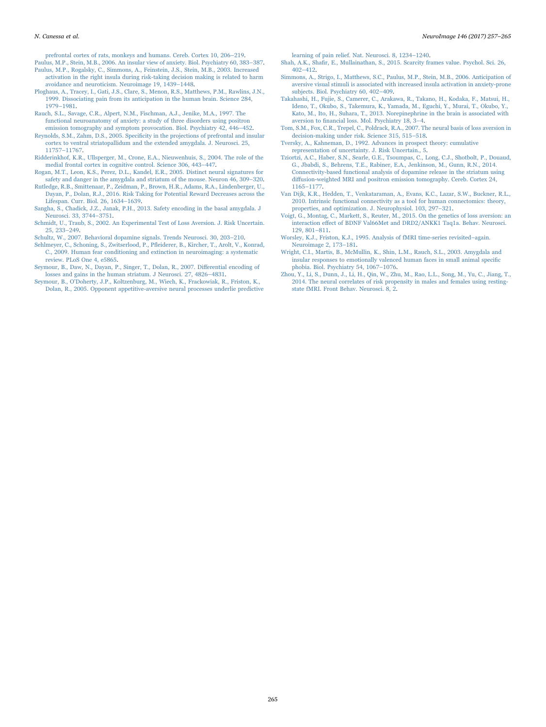prefrontal cortex of rats, monkeys and humans. Cereb. Cortex 10, 206–219.

Paulus, M.P., Stein, M.B., 2006. An insular view of anxiety. Biol. Psychiatry 60, 383–387.

Paulus, M.P., Rogalsky, C., Simmons, A., Feinstein, J.S., Stein, M.B., 2003. Increased activation in the right insula during risk-taking decision making is related to harm avoidance and neuroticism. Neuroimage 19, 1439–1448.

Ploghaus, A., Tracey, I., Gati, J.S., Clare, S., Menon, R.S., Matthews, P.M., Rawlins, J.N., 1999. Dissociating pain from its anticipation in the human brain. Science 284, 1979–1981.

Rauch, S.L., Savage, C.R., Alpert, N.M., Fischman, A.J., Jenike, M.A., 1997. The functional neuroanatomy of anxiety: a study of three disorders using positron emission tomography and symptom provocation. Biol. Psychiatry 42, 446–452.

Reynolds, S.M., Zahm, D.S., 2005. Specificity in the projections of prefrontal and insular cortex to ventral striatopallidum and the extended amygdala. J. Neurosci. 25, 11757–11767.

Ridderinkhof, K.R., Ullsperger, M., Crone, E.A., Nieuwenhuis, S., 2004. The role of the medial frontal cortex in cognitive control. Science 306, 443–447.

Rogan, M.T., Leon, K.S., Perez, D.L., Kandel, E.R., 2005. Distinct neural signatures for safety and danger in the amygdala and striatum of the mouse. Neuron 46, 309–320.

Rutledge, R.B., Smittenaar, P., Zeidman, P., Brown, H.R., Adams, R.A., Lindenberger, U., Dayan, P., Dolan, R.J., 2016. Risk Taking for Potential Reward Decreases across the Lifespan. Curr. Biol. 26, 1634–1639.

Sangha, S., Chadick, J.Z., Janak, P.H., 2013. Safety encoding in the basal amygdala. J Neurosci. 33, 3744–3751.

Schmidt, U., Traub, S., 2002. An Experimental Test of Loss Aversion. J. Risk Uncertain. 25, 233–249.

Schultz, W., 2007. Behavioral dopamine signals. Trends Neurosci. 30, 203–210.

Sehlmeyer, C., Schoning, S., Zwitserlood, P., Pfleiderer, B., Kircher, T., Arolt, V., Konrad, C., 2009. Human fear conditioning and extinction in neuroimaging: a systematic review. PLoS One 4, e5865.

Seymour, B., Daw, N., Dayan, P., Singer, T., Dolan, R., 2007. Differential encoding of losses and gains in the human striatum. J Neurosci. 27, 4826–4831.

Seymour, B., O'Doherty, J.P., Koltzenburg, M., Wiech, K., Frackowiak, R., Friston, K., Dolan, R., 2005. Opponent appetitive-aversive neural processes underlie predictive learning of pain relief. Nat. Neurosci. 8, 1234–1240.

Shah, A.K., Shafir, E., Mullainathan, S., 2015. Scarcity frames value. Psychol. Sci. 26, 402–412.

Simmons, A., Strigo, I., Matthews, S.C., Paulus, M.P., Stein, M.B., 2006. Anticipation of aversive visual stimuli is associated with increased insula activation in anxiety-prone subjects. Biol. Psychiatry 60, 402–409.

Takahashi, H., Fujie, S., Camerer, C., Arakawa, R., Takano, H., Kodaka, F., Matsui, H., Ideno, T., Okubo, S., Takemura, K., Yamada, M., Eguchi, Y., Murai, T., Okubo, Y., Kato, M., Ito, H., Suhara, T., 2013. Norepinephrine in the brain is associated with aversion to financial loss. Mol. Psychiatry 18, 3–4.

Tom, S.M., Fox, C.R., Trepel, C., Poldrack, R.A., 2007. The neural basis of loss aversion in decision-making under risk. Science 315, 515–518.

Tversky, A., Kahneman, D., 1992. Advances in prospect theory: cumulative representation of uncertainty. J. Risk Uncertain., 5.

Tziortzi, A.C., Haber, S.N., Searle, G.E., Tsoumpas, C., Long, C.J., Shotbolt, P., Douaud, G., Jbabdi, S., Behrens, T.E., Rabiner, E.A., Jenkinson, M., Gunn, R.N., 2014. Connectivity-based functional analysis of dopamine release in the striatum using diffusion-weighted MRI and positron emission tomography. Cereb. Cortex 24, 1165–1177.

Van Dijk, K.R., Hedden, T., Venkataraman, A., Evans, K.C., Lazar, S.W., Buckner, R.L., 2010. Intrinsic functional connectivity as a tool for human connectomics: theory, properties, and optimization. J. Neurophysiol. 103, 297–321.

Voigt, G., Montag, C., Markett, S., Reuter, M., 2015. On the genetics of loss aversion: an interaction effect of BDNF Val66Met and DRD2/ANKK1 Taq1a. Behav. Neurosci. 129, 801–811.

Worsley, K.J., Friston, K.J., 1995. Analysis of fMRI time-series revisited–again. Neuroimage 2, 173–181.

Wright, C.I., Martis, B., McMullin, K., Shin, L.M., Rauch, S.L., 2003. Amygdala and insular responses to emotionally valenced human faces in small animal specific phobia. Biol. Psychiatry 54, 1067–1076.

Zhou, Y., Li, S., Dunn, J., Li, H., Qin, W., Zhu, M., Rao, L.L., Song, M., Yu, C., Jiang, T., 2014. The neural correlates of risk propensity in males and females using resting-state fMRI. Front Behav. Neurosci. 8, 2.